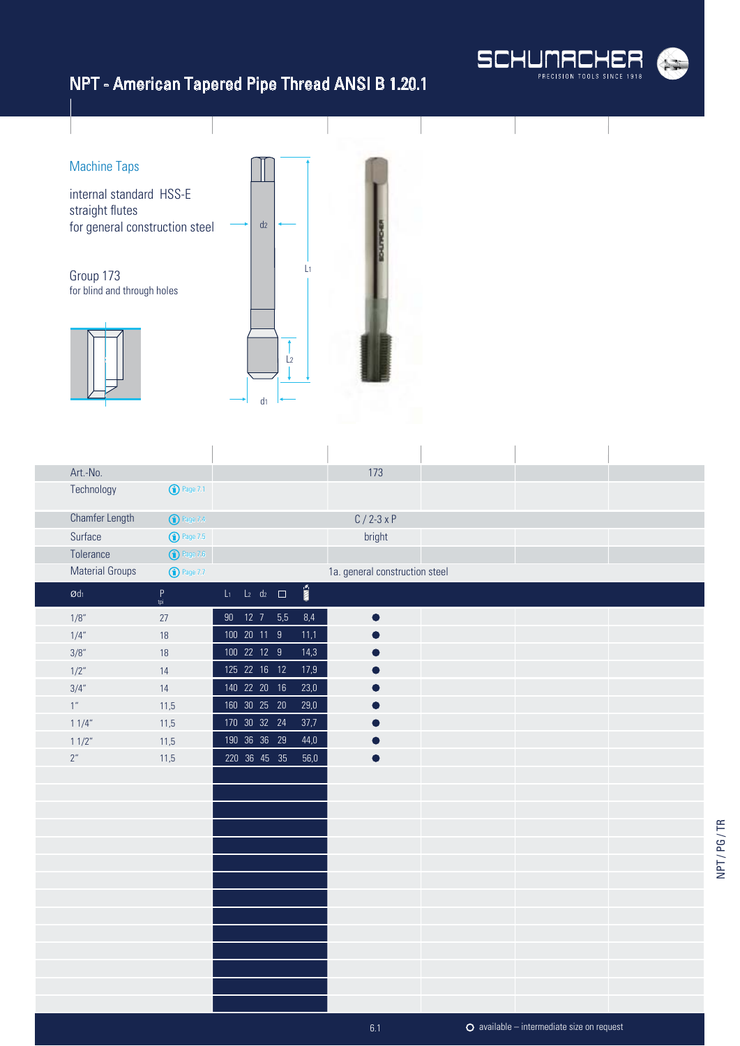# NPT - American Tapered Pipe Thread ANSI B 1.20.1

## Machine Taps

internal standard HSS-E
straight flutes
for general construction steel

Group 173
for blind and through holes

| Art.-No. | | | 173 |
|---|---|---|---|
| Technology | Page 7.1 | | |
| Chamfer Length | Page 7.4 | | C / 2-3 x P |
| Surface | Page 7.5 | | bright |
| Tolerance | Page 7.6 | | |
| Material Groups | Page 7.7 | | 1a. general construction steel |

| $Ød_1$ | P tpi | $L_1$ | $L_2$ | $d_2$ | □ | | 173 |
|---|---|---|---|---|---|---|---|
| 1/8" | 27 | 90 | 12 | 7 | 5,5 | 8,4 | ● |
| 1/4" | 18 | 100 | 20 | 11 | 9 | 11,1 | ● |
| 3/8" | 18 | 100 | 22 | 12 | 9 | 14,3 | ● |
| 1/2" | 14 | 125 | 22 | 16 | 12 | 17,9 | ● |
| 3/4" | 14 | 140 | 22 | 20 | 16 | 23,0 | ● |
| 1" | 11,5 | 160 | 30 | 25 | 20 | 29,0 | ● |
| 1 1/4" | 11,5 | 170 | 30 | 32 | 24 | 37,7 | ● |
| 1 1/2" | 11,5 | 190 | 36 | 36 | 29 | 44,0 | ● |
| 2" | 11,5 | 220 | 36 | 45 | 35 | 56,0 | ● |

○ available – intermediate size on request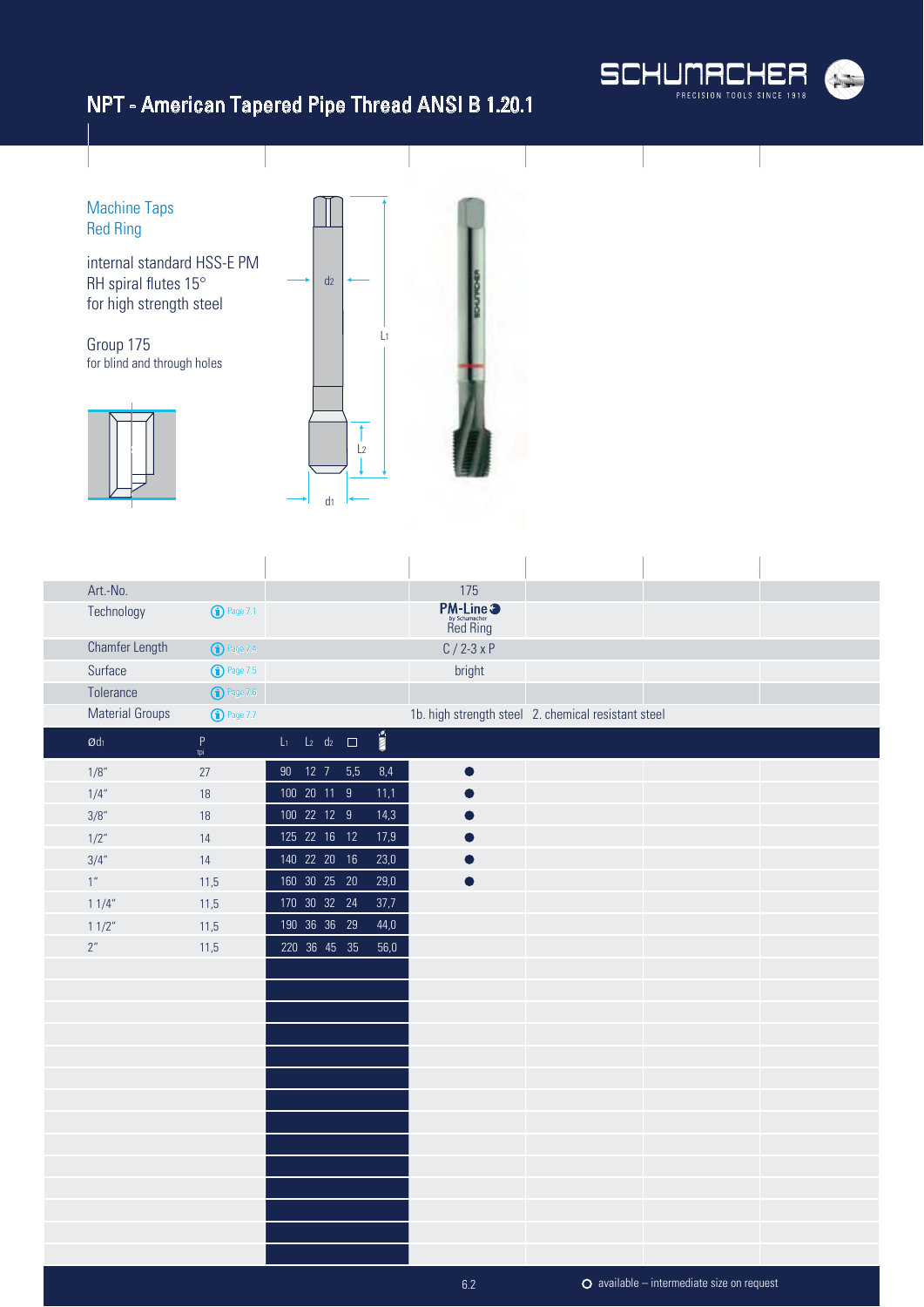# NPT - American Tapered Pipe Thread ANSI B 1.20.1

SCHUMACHER
PRECISION TOOLS SINCE 1918

## Machine Taps
## Red Ring

internal standard HSS-E PM
RH spiral flutes 15°
for high strength steel

Group 175
for blind and through holes

d2
L1
L2
d1

| | | | |
|---|---|---|---|
| Art.-No. | | | 175 |
| Technology | Page 7.1 | | PM-Line by Schumacher Red Ring |
| Chamfer Length | Page 7.4 | | C / 2-3 x P |
| Surface | Page 7.5 | | bright |
| Tolerance | Page 7.6 | | |
| Material Groups | Page 7.7 | | 1b. high strength steel 2. chemical resistant steel |

| Ød1 | P tpi | L1 | L2 | d2 | □ | | 175 |
|---|---|---|---|---|---|---|---|
| 1/8" | 27 | 90 | 12 | 7 | 5,5 | 8,4 | ● |
| 1/4" | 18 | 100 | 20 | 11 | 9 | 11,1 | ● |
| 3/8" | 18 | 100 | 22 | 12 | 9 | 14,3 | ● |
| 1/2" | 14 | 125 | 22 | 16 | 12 | 17,9 | ● |
| 3/4" | 14 | 140 | 22 | 20 | 16 | 23,0 | ● |
| 1" | 11,5 | 160 | 30 | 25 | 20 | 29,0 | ● |
| 1 1/4" | 11,5 | 170 | 30 | 32 | 24 | 37,7 | |
| 1 1/2" | 11,5 | 190 | 36 | 36 | 29 | 44,0 | |
| 2" | 11,5 | 220 | 36 | 45 | 35 | 56,0 | |

○ available – intermediate size on request